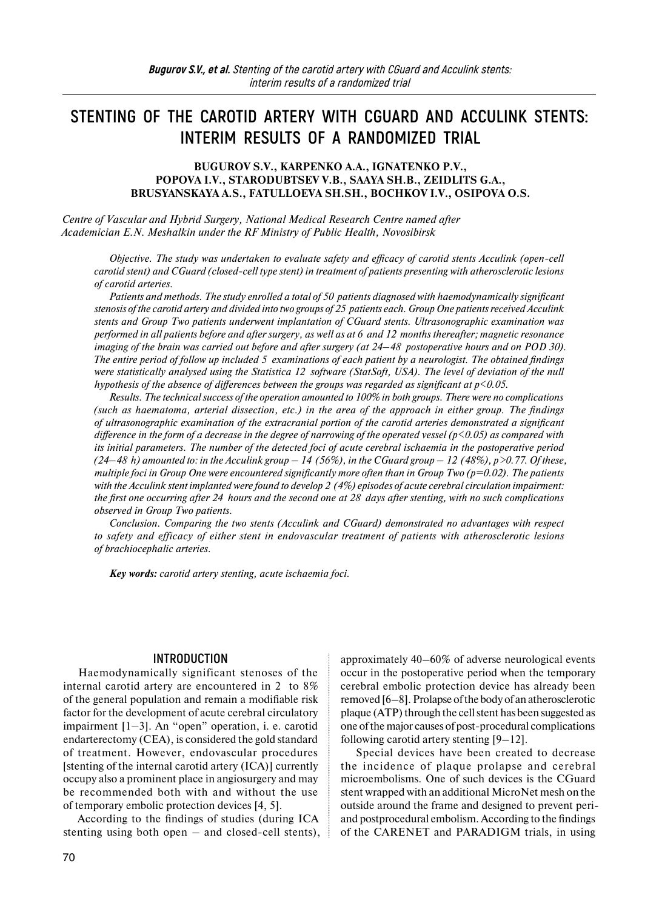# STENTING OF THE CAROTID ARTERY WITH CGUARD AND ACCULINK STENTS: INTERIM RESULTS OF A RANDOMIZED TRIAL

**BUGUROV S.V., KARPENKO A.A., IGNATENKO P.V., POPOVA I.V., STARODUBTSEV V.B., SAAYA SH.B., ZEIDLITS G.A., BRUSYANSKAYA A.S., FATULLOEVA SH.SH., BOCHKOV I.V., OSIPOVA O.S.**

*Centre of Vascular and Hybrid Surgery, National Medical Research Centre named after Academician E.N. Meshalkin under the RF Ministry of Public Health, Novosibirsk*

*Objective. The study was undertaken to evaluate safety and efficacy of carotid stents Acculink (open-cell carotid stent) and CGuard (closed-cell type stent) in treatment of patients presenting with atherosclerotic lesions of carotid arteries.*

*Patients and methods. The study enrolled a total of 50 patients diagnosed with haemodynamically significant stenosis of the carotid artery and divided into two groups of 25 patients each. Group One patients received Acculink stents and Group Two patients underwent implantation of CGuard stents. Ultrasonographic examination was performed in all patients before and after surgery, as well as at 6 and 12 months thereafter; magnetic resonance imaging of the brain was carried out before and after surgery (at 24–48 postoperative hours and on POD 30). The entire period of follow up included 5 examinations of each patient by a neurologist. The obtained findings were statistically analysed using the Statistica 12 software (StatSoft, USA). The level of deviation of the null hypothesis of the absence of differences between the groups was regarded as significant at $p<0.05$.*

*Results. The technical success of the operation amounted to 100% in both groups. There were no complications (such as haematoma, arterial dissection, etc.) in the area of the approach in either group. The findings of ultrasonographic examination of the extracranial portion of the carotid arteries demonstrated a significant difference in the form of a decrease in the degree of narrowing of the operated vessel ($p<0.05$) as compared with its initial parameters. The number of the detected foci of acute cerebral ischaemia in the postoperative period (24–48 h) amounted to: in the Acculink group – 14 (56%), in the CGuard group – 12 (48%), $p>0.77$. Of these, multiple foci in Group One were encountered significantly more often than in Group Two ($p=0.02$). The patients with the Acculink stent implanted were found to develop 2 (4%) episodes of acute cerebral circulation impairment: the first one occurring after 24 hours and the second one at 28 days after stenting, with no such complications observed in Group Two patients.*

*Conclusion. Comparing the two stents (Acculink and CGuard) demonstrated no advantages with respect to safety and efficacy of either stent in endovascular treatment of patients with atherosclerotic lesions of brachiocephalic arteries.*

***Key words:** carotid artery stenting, acute ischaemia foci.*

## INTRODUCTION

Haemodynamically significant stenoses of the internal carotid artery are encountered in 2 to 8% of the general population and remain a modifiable risk factor for the development of acute cerebral circulatory impairment [1–3]. An "open" operation, i. e. carotid endarterectomy (CEA), is considered the gold standard of treatment. However, endovascular procedures [stenting of the internal carotid artery (ICA)] currently occupy also a prominent place in angiosurgery and may be recommended both with and without the use of temporary embolic protection devices [4, 5].

According to the findings of studies (during ICA stenting using both open – and closed-cell stents), approximately 40–60% of adverse neurological events occur in the postoperative period when the temporary cerebral embolic protection device has already been removed [6–8]. Prolapse of the body of an atherosclerotic plaque (ATP) through the cell stent has been suggested as one of the major causes of post-procedural complications following carotid artery stenting [9–12].

Special devices have been created to decrease the incidence of plaque prolapse and cerebral microembolisms. One of such devices is the CGuard stent wrapped with an additional MicroNet mesh on the outside around the frame and designed to prevent peri- and postprocedural embolism. According to the findings of the CARENET and PARADIGM trials, in using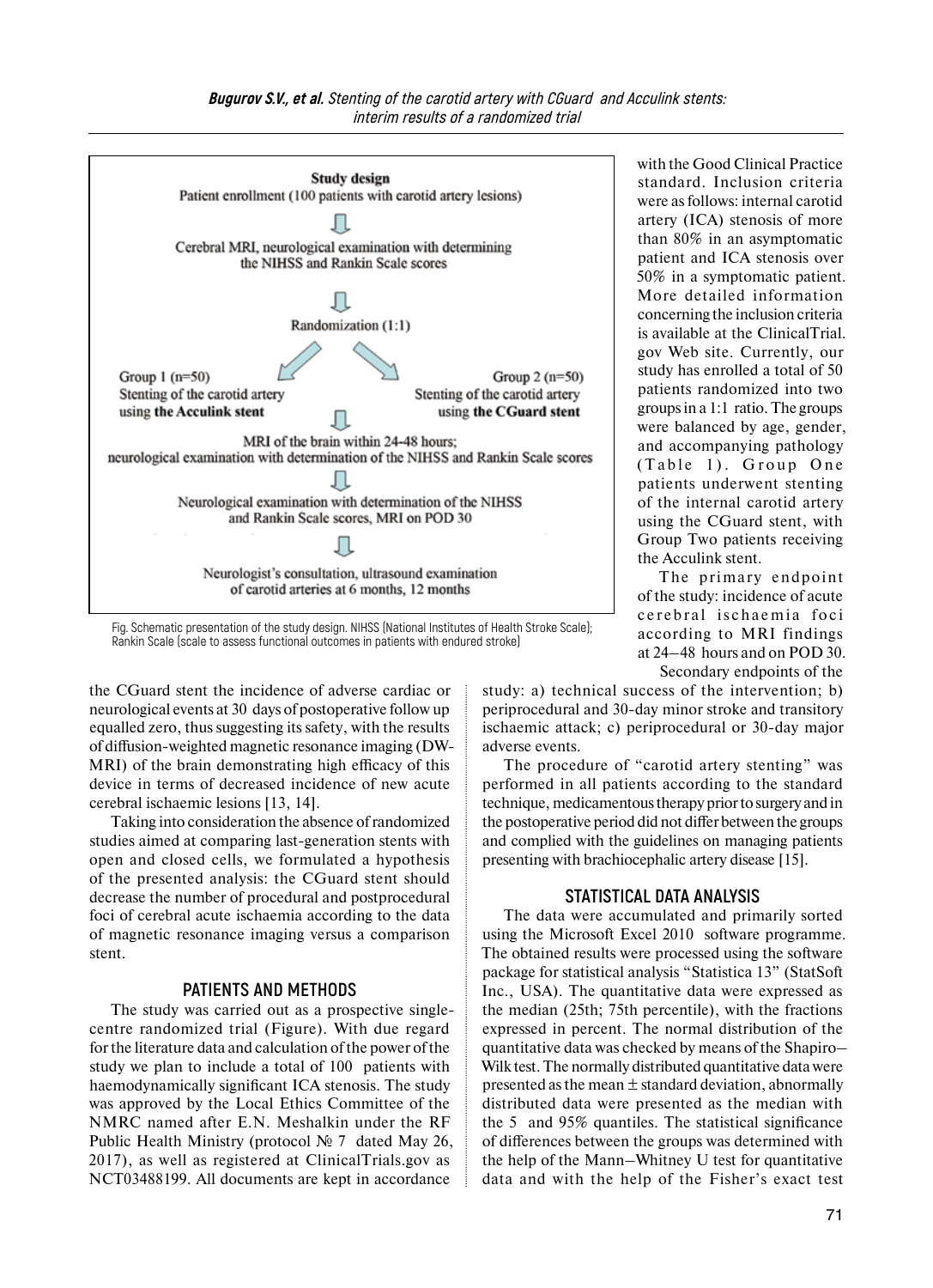**Study design**

Patient enrollment (100 patients with carotid artery lesions)

⇩

Cerebral MRI, neurological examination with determining the NIHSS and Rankin Scale scores

⇩

Randomization (1:1)

Group 1 (n=50) Stenting of the carotid artery using **the Acculink stent**

Group 2 (n=50) Stenting of the carotid artery using **the CGuard stent**

⇩

MRI of the brain within 24-48 hours; neurological examination with determination of the NIHSS and Rankin Scale scores

⇩

Neurological examination with determination of the NIHSS and Rankin Scale scores, MRI on POD 30

⇩

Neurologist's consultation, ultrasound examination of carotid arteries at 6 months, 12 months

Fig. Schematic presentation of the study design. NIHSS (National Institutes of Health Stroke Scale); Rankin Scale (scale to assess functional outcomes in patients with endured stroke)

the CGuard stent the incidence of adverse cardiac or neurological events at 30 days of postoperative follow up equalled zero, thus suggesting its safety, with the results of diffusion-weighted magnetic resonance imaging (DW-MRI) of the brain demonstrating high efficacy of this device in terms of decreased incidence of new acute cerebral ischaemic lesions [13, 14].

Taking into consideration the absence of randomized studies aimed at comparing last-generation stents with open and closed cells, we formulated a hypothesis of the presented analysis: the CGuard stent should decrease the number of procedural and postprocedural foci of cerebral acute ischaemia according to the data of magnetic resonance imaging versus a comparison stent.

## PATIENTS AND METHODS

The study was carried out as a prospective single-centre randomized trial (Figure). With due regard for the literature data and calculation of the power of the study we plan to include a total of 100 patients with haemodynamically significant ICA stenosis. The study was approved by the Local Ethics Committee of the NMRC named after E.N. Meshalkin under the RF Public Health Ministry (protocol № 7 dated May 26, 2017), as well as registered at ClinicalTrials.gov as NCT03488199. All documents are kept in accordance with the Good Clinical Practice standard. Inclusion criteria were as follows: internal carotid artery (ICA) stenosis of more than 80% in an asymptomatic patient and ICA stenosis over 50% in a symptomatic patient. More detailed information concerning the inclusion criteria is available at the ClinicalTrial.gov Web site. Currently, our study has enrolled a total of 50 patients randomized into two groups in a 1:1 ratio. The groups were balanced by age, gender, and accompanying pathology (Table 1). Group One patients underwent stenting of the internal carotid artery using the CGuard stent, with Group Two patients receiving the Acculink stent.

The primary endpoint of the study: incidence of acute cerebral ischaemia foci according to MRI findings at 24–48 hours and on POD 30.

Secondary endpoints of the study: a) technical success of the intervention; b) periprocedural and 30-day minor stroke and transitory ischaemic attack; c) periprocedural or 30-day major adverse events.

The procedure of "carotid artery stenting" was performed in all patients according to the standard technique, medicamentous therapy prior to surgery and in the postoperative period did not differ between the groups and complied with the guidelines on managing patients presenting with brachiocephalic artery disease [15].

## STATISTICAL DATA ANALYSIS

The data were accumulated and primarily sorted using the Microsoft Excel 2010 software programme. The obtained results were processed using the software package for statistical analysis "Statistica 13" (StatSoft Inc., USA). The quantitative data were expressed as the median (25th; 75th percentile), with the fractions expressed in percent. The normal distribution of the quantitative data was checked by means of the Shapiro–Wilk test. The normally distributed quantitative data were presented as the mean ± standard deviation, abnormally distributed data were presented as the median with the 5 and 95% quantiles. The statistical significance of differences between the groups was determined with the help of the Mann–Whitney U test for quantitative data and with the help of the Fisher's exact test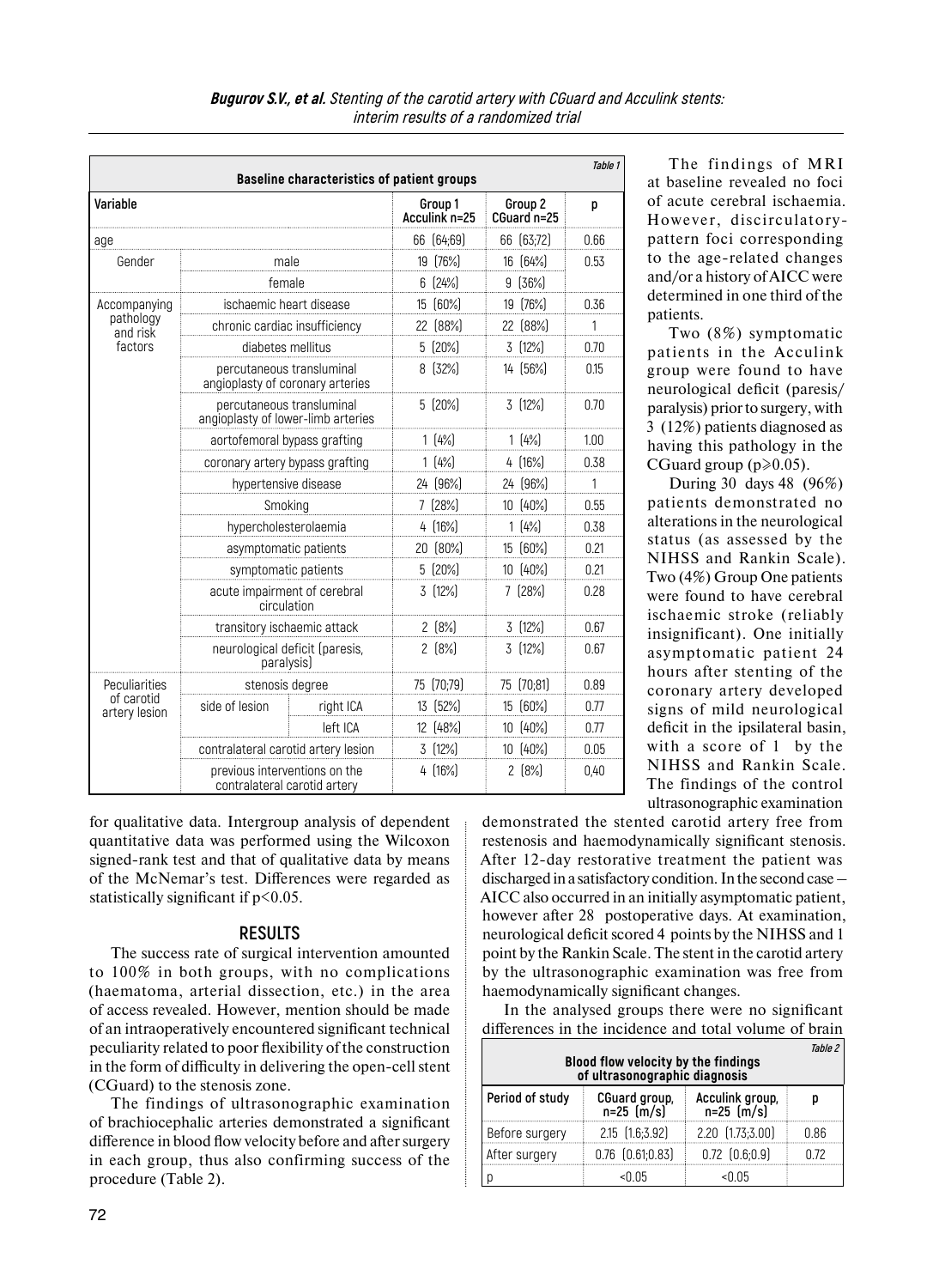Table 1

**Baseline characteristics of patient groups**

| Variable | | | Group 1 Acculink n=25 | Group 2 CGuard n=25 | p |
|---|---|---|---|---|---|
| age | | | 66 (64;69) | 66 (63;72) | 0.66 |
| Gender | male | | 19 (76%) | 16 (64%) | 0.53 |
| | female | | 6 (24%) | 9 (36%) | |
| Accompanying pathology and risk factors | ischaemic heart disease | | 15 (60%) | 19 (76%) | 0.36 |
| | chronic cardiac insufficiency | | 22 (88%) | 22 (88%) | 1 |
| | diabetes mellitus | | 5 (20%) | 3 (12%) | 0.70 |
| | percutaneous transluminal angioplasty of coronary arteries | | 8 (32%) | 14 (56%) | 0.15 |
| | percutaneous transluminal angioplasty of lower-limb arteries | | 5 (20%) | 3 (12%) | 0.70 |
| | aortofemoral bypass grafting | | 1 (4%) | 1 (4%) | 1.00 |
| | coronary artery bypass grafting | | 1 (4%) | 4 (16%) | 0.38 |
| | hypertensive disease | | 24 (96%) | 24 (96%) | 1 |
| | Smoking | | 7 (28%) | 10 (40%) | 0.55 |
| | hypercholesterolaemia | | 4 (16%) | 1 (4%) | 0.38 |
| | asymptomatic patients | | 20 (80%) | 15 (60%) | 0.21 |
| | symptomatic patients | | 5 (20%) | 10 (40%) | 0.21 |
| | acute impairment of cerebral circulation | | 3 (12%) | 7 (28%) | 0.28 |
| | transitory ischaemic attack | | 2 (8%) | 3 (12%) | 0.67 |
| | neurological deficit (paresis, paralysis) | | 2 (8%) | 3 (12%) | 0.67 |
| Peculiarities of carotid artery lesion | stenosis degree | | 75 (70;79) | 75 (70;81) | 0.89 |
| | side of lesion | right ICA | 13 (52%) | 15 (60%) | 0.77 |
| | | left ICA | 12 (48%) | 10 (40%) | 0.77 |
| | contralateral carotid artery lesion | | 3 (12%) | 10 (40%) | 0.05 |
| | previous interventions on the contralateral carotid artery | | 4 (16%) | 2 (8%) | 0,40 |

for qualitative data. Intergroup analysis of dependent quantitative data was performed using the Wilcoxon signed-rank test and that of qualitative data by means of the McNemar's test. Differences were regarded as statistically significant if $p<0.05$.

## RESULTS

The success rate of surgical intervention amounted to 100% in both groups, with no complications (haematoma, arterial dissection, etc.) in the area of access revealed. However, mention should be made of an intraoperatively encountered significant technical peculiarity related to poor flexibility of the construction in the form of difficulty in delivering the open-cell stent (CGuard) to the stenosis zone.

The findings of ultrasonographic examination of brachiocephalic arteries demonstrated a significant difference in blood flow velocity before and after surgery in each group, thus also confirming success of the procedure (Table 2).

The findings of MRI at baseline revealed no foci of acute cerebral ischaemia. However, discirculatory-pattern foci corresponding to the age-related changes and/or a history of AICC were determined in one third of the patients.

Two (8%) symptomatic patients in the Acculink group were found to have neurological deficit (paresis/paralysis) prior to surgery, with 3 (12%) patients diagnosed as having this pathology in the CGuard group ($p\geqslant0.05$).

During 30 days 48 (96%) patients demonstrated no alterations in the neurological status (as assessed by the NIHSS and Rankin Scale). Two (4%) Group One patients were found to have cerebral ischaemic stroke (reliably insignificant). One initially asymptomatic patient 24 hours after stenting of the coronary artery developed signs of mild neurological deficit in the ipsilateral basin, with a score of 1 by the NIHSS and Rankin Scale. The findings of the control ultrasonographic examination demonstrated the stented carotid artery free from restenosis and haemodynamically significant stenosis. After 12-day restorative treatment the patient was discharged in a satisfactory condition. In the second case – AICC also occurred in an initially asymptomatic patient, however after 28 postoperative days. At examination, neurological deficit scored 4 points by the NIHSS and 1 point by the Rankin Scale. The stent in the carotid artery by the ultrasonographic examination was free from haemodynamically significant changes.

In the analysed groups there were no significant differences in the incidence and total volume of brain

Table 2

**Blood flow velocity by the findings of ultrasonographic diagnosis**

| Period of study | CGuard group, n=25 (m/s) | Acculink group, n=25 (m/s) | p |
|---|---|---|---|
| Before surgery | 2.15 (1.6;3.92) | 2.20 (1.73;3.00) | 0.86 |
| After surgery | 0.76 (0.61;0.83) | 0.72 (0.6;0.9) | 0.72 |
| p | <0.05 | <0.05 | |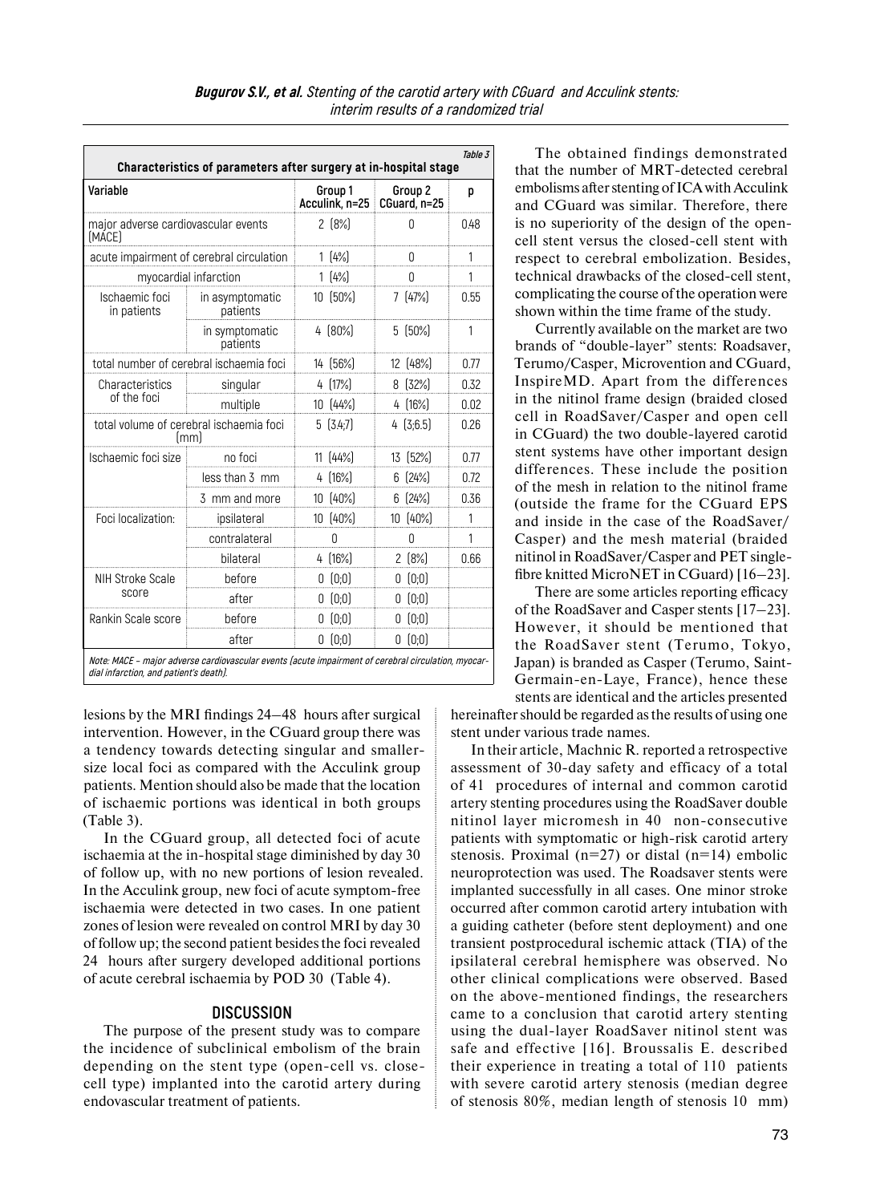Table 3

**Characteristics of parameters after surgery at in-hospital stage**

| Variable | | Group 1 Acculink, n=25 | Group 2 CGuard, n=25 | p |
|---|---|---|---|---|
| major adverse cardiovascular events (MACE) | | 2 (8%) | 0 | 0.48 |
| acute impairment of cerebral circulation | | 1 (4%) | 0 | 1 |
| myocardial infarction | | 1 (4%) | 0 | 1 |
| Ischaemic foci in patients | in asymptomatic patients | 10 (50%) | 7 (47%) | 0.55 |
| | in symptomatic patients | 4 (80%) | 5 (50%) | 1 |
| total number of cerebral ischaemia foci | | 14 (56%) | 12 (48%) | 0.77 |
| Characteristics of the foci | singular | 4 (17%) | 8 (32%) | 0.32 |
| | multiple | 10 (44%) | 4 (16%) | 0.02 |
| total volume of cerebral ischaemia foci (mm) | | 5 (3.4;7) | 4 (3;6.5) | 0.26 |
| Ischaemic foci size | no foci | 11 (44%) | 13 (52%) | 0.77 |
| | less than 3 mm | 4 (16%) | 6 (24%) | 0.72 |
| | 3 mm and more | 10 (40%) | 6 (24%) | 0.36 |
| Foci localization: | ipsilateral | 10 (40%) | 10 (40%) | 1 |
| | contralateral | 0 | 0 | 1 |
| | bilateral | 4 (16%) | 2 (8%) | 0.66 |
| NIH Stroke Scale score | before | 0 (0;0) | 0 (0;0) | |
| | after | 0 (0;0) | 0 (0;0) | |
| Rankin Scale score | before | 0 (0;0) | 0 (0;0) | |
| | after | 0 (0;0) | 0 (0;0) | |

*Note: MACE – major adverse cardiovascular events (acute impairment of cerebral circulation, myocardial infarction, and patient's death).*

lesions by the MRI findings 24–48 hours after surgical intervention. However, in the CGuard group there was a tendency towards detecting singular and smaller-size local foci as compared with the Acculink group patients. Mention should also be made that the location of ischaemic portions was identical in both groups (Table 3).

In the CGuard group, all detected foci of acute ischaemia at the in-hospital stage diminished by day 30 of follow up, with no new portions of lesion revealed. In the Acculink group, new foci of acute symptom-free ischaemia were detected in two cases. In one patient zones of lesion were revealed on control MRI by day 30 of follow up; the second patient besides the foci revealed 24 hours after surgery developed additional portions of acute cerebral ischaemia by POD 30 (Table 4).

## DISCUSSION

The purpose of the present study was to compare the incidence of subclinical embolism of the brain depending on the stent type (open-cell vs. close-cell type) implanted into the carotid artery during endovascular treatment of patients.

The obtained findings demonstrated that the number of MRT-detected cerebral embolisms after stenting of ICA with Acculink and CGuard was similar. Therefore, there is no superiority of the design of the open-cell stent versus the closed-cell stent with respect to cerebral embolization. Besides, technical drawbacks of the closed-cell stent, complicating the course of the operation were shown within the time frame of the study.

Currently available on the market are two brands of "double-layer" stents: Roadsaver, Terumo/Casper, Microvention and CGuard, InspireMD. Apart from the differences in the nitinol frame design (braided closed cell in RoadSaver/Casper and open cell in CGuard) the two double-layered carotid stent systems have other important design differences. These include the position of the mesh in relation to the nitinol frame (outside the frame for the CGuard EPS and inside in the case of the RoadSaver/Casper) and the mesh material (braided nitinol in RoadSaver/Casper and PET single-fibre knitted MicroNET in CGuard) [16–23].

There are some articles reporting efficacy of the RoadSaver and Casper stents [17–23]. However, it should be mentioned that the RoadSaver stent (Terumo, Tokyo, Japan) is branded as Casper (Terumo, Saint-Germain-en-Laye, France), hence these stents are identical and the articles presented hereinafter should be regarded as the results of using one stent under various trade names.

In their article, Machnic R. reported a retrospective assessment of 30-day safety and efficacy of a total of 41 procedures of internal and common carotid artery stenting procedures using the RoadSaver double nitinol layer micromesh in 40 non-consecutive patients with symptomatic or high-risk carotid artery stenosis. Proximal (n=27) or distal (n=14) embolic neuroprotection was used. The Roadsaver stents were implanted successfully in all cases. One minor stroke occurred after common carotid artery intubation with a guiding catheter (before stent deployment) and one transient postprocedural ischemic attack (TIA) of the ipsilateral cerebral hemisphere was observed. No other clinical complications were observed. Based on the above-mentioned findings, the researchers came to a conclusion that carotid artery stenting using the dual-layer RoadSaver nitinol stent was safe and effective [16]. Broussalis E. described their experience in treating a total of 110 patients with severe carotid artery stenosis (median degree of stenosis 80%, median length of stenosis 10 mm)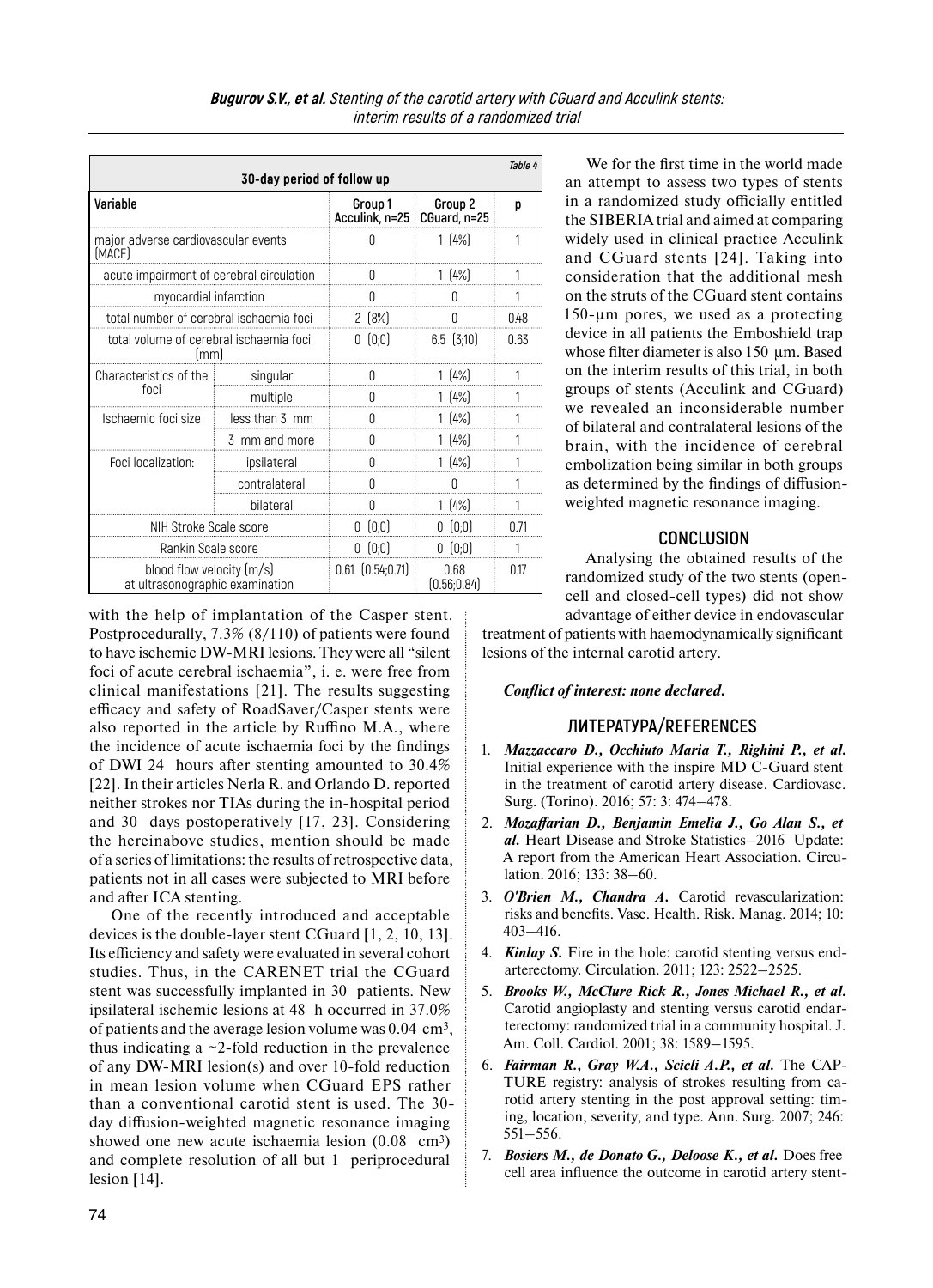*Table 4*

**30-day period of follow up**

| Variable | | Group 1 Acculink, n=25 | Group 2 CGuard, n=25 | p |
|---|---|---|---|---|
| major adverse cardiovascular events (MACE) | | 0 | 1 (4%) | 1 |
| acute impairment of cerebral circulation | | 0 | 1 (4%) | 1 |
| myocardial infarction | | 0 | 0 | 1 |
| total number of cerebral ischaemia foci | | 2 (8%) | 0 | 0.48 |
| total volume of cerebral ischaemia foci (mm) | | 0 (0;0) | 6.5 (3;10) | 0.63 |
| Characteristics of the foci | singular | 0 | 1 (4%) | 1 |
| | multiple | 0 | 1 (4%) | 1 |
| Ischaemic foci size | less than 3 mm | 0 | 1 (4%) | 1 |
| | 3 mm and more | 0 | 1 (4%) | 1 |
| Foci localization: | ipsilateral | 0 | 1 (4%) | 1 |
| | contralateral | 0 | 0 | 1 |
| | bilateral | 0 | 1 (4%) | 1 |
| NIH Stroke Scale score | | 0 (0;0) | 0 (0;0) | 0.71 |
| Rankin Scale score | | 0 (0;0) | 0 (0;0) | 1 |
| blood flow velocity (m/s) at ultrasonographic examination | | 0.61 (0.54;0.71) | 0.68 (0.56;0.84) | 0.17 |

with the help of implantation of the Casper stent. Postprocedurally, 7.3% (8/110) of patients were found to have ischemic DW-MRI lesions. They were all "silent foci of acute cerebral ischaemia", i. e. were free from clinical manifestations [21]. The results suggesting efficacy and safety of RoadSaver/Casper stents were also reported in the article by Ruffino M.A., where the incidence of acute ischaemia foci by the findings of DWI 24 hours after stenting amounted to 30.4% [22]. In their articles Nerla R. and Orlando D. reported neither strokes nor TIAs during the in-hospital period and 30 days postoperatively [17, 23]. Considering the hereinabove studies, mention should be made of a series of limitations: the results of retrospective data, patients not in all cases were subjected to MRI before and after ICA stenting.

One of the recently introduced and acceptable devices is the double-layer stent CGuard [1, 2, 10, 13]. Its efficiency and safety were evaluated in several cohort studies. Thus, in the CARENET trial the CGuard stent was successfully implanted in 30 patients. New ipsilateral ischemic lesions at 48 h occurred in 37.0% of patients and the average lesion volume was 0.04 cm$^3$, thus indicating a ~2-fold reduction in the prevalence of any DW-MRI lesion(s) and over 10-fold reduction in mean lesion volume when CGuard EPS rather than a conventional carotid stent is used. The 30-day diffusion-weighted magnetic resonance imaging showed one new acute ischaemia lesion (0.08 cm$^3$) and complete resolution of all but 1 periprocedural lesion [14].

We for the first time in the world made an attempt to assess two types of stents in a randomized study officially entitled the SIBERIA trial and aimed at comparing widely used in clinical practice Acculink and CGuard stents [24]. Taking into consideration that the additional mesh on the struts of the CGuard stent contains 150-μm pores, we used as a protecting device in all patients the Emboshield trap whose filter diameter is also 150 μm. Based on the interim results of this trial, in both groups of stents (Acculink and CGuard) we revealed an inconsiderable number of bilateral and contralateral lesions of the brain, with the incidence of cerebral embolization being similar in both groups as determined by the findings of diffusion-weighted magnetic resonance imaging.

## CONCLUSION

Analysing the obtained results of the randomized study of the two stents (open-cell and closed-cell types) did not show advantage of either device in endovascular treatment of patients with haemodynamically significant lesions of the internal carotid artery.

***Conflict of interest: none declared.***

## ЛИТЕРАТУРА/REFERENCES

1. ***Mazzaccaro D., Occhiuto Maria T., Righini P., et al.*** Initial experience with the inspire MD C-Guard stent in the treatment of carotid artery disease. Cardiovasc. Surg. (Torino). 2016; 57: 3: 474–478.
2. ***Mozaffarian D., Benjamin Emelia J., Go Alan S., et al.*** Heart Disease and Stroke Statistics—2016 Update: A report from the American Heart Association. Circulation. 2016; 133: 38–60.
3. ***O'Brien M., Chandra A.*** Carotid revascularization: risks and benefits. Vasc. Health. Risk. Manag. 2014; 10: 403–416.
4. ***Kinlay S.*** Fire in the hole: carotid stenting versus endarterectomy. Circulation. 2011; 123: 2522–2525.
5. ***Brooks W., McClure Rick R., Jones Michael R., et al.*** Carotid angioplasty and stenting versus carotid endarterectomy: randomized trial in a community hospital. J. Am. Coll. Cardiol. 2001; 38: 1589–1595.
6. ***Fairman R., Gray W.A., Scicli A.P., et al.*** The CAPTURE registry: analysis of strokes resulting from carotid artery stenting in the post approval setting: timing, location, severity, and type. Ann. Surg. 2007; 246: 551–556.
7. ***Bosiers M., de Donato G., Deloose K., et al.*** Does free cell area influence the outcome in carotid artery stent-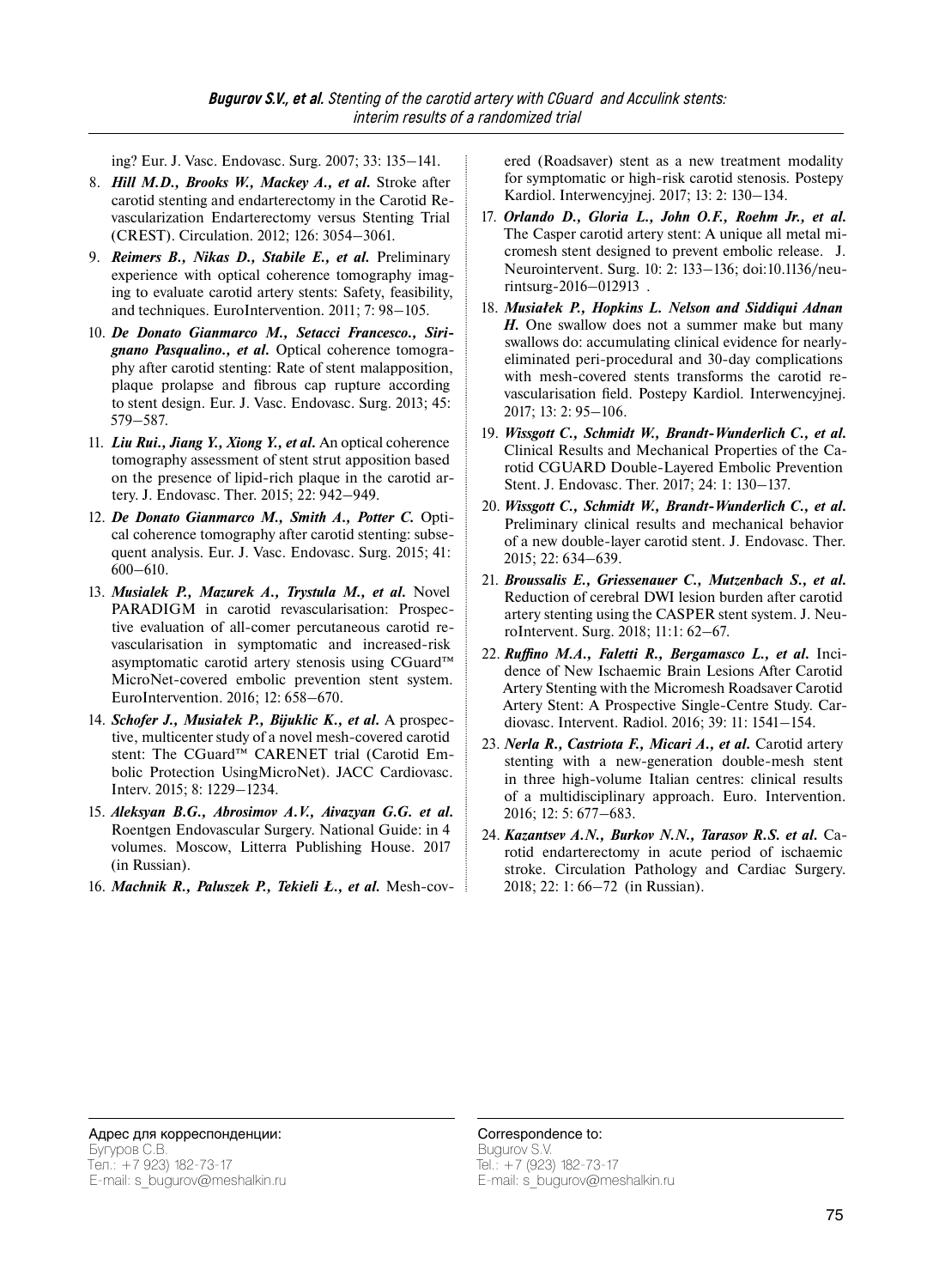ing? Eur. J. Vasc. Endovasc. Surg. 2007; 33: 135–141.

8. ***Hill M.D., Brooks W., Mackey A., et al.*** Stroke after carotid stenting and endarterectomy in the Carotid Revascularization Endarterectomy versus Stenting Trial (CREST). Circulation. 2012; 126: 3054–3061.
9. ***Reimers B., Nikas D., Stabile E., et al.*** Preliminary experience with optical coherence tomography imaging to evaluate carotid artery stents: Safety, feasibility, and techniques. EuroIntervention. 2011; 7: 98–105.
10. ***De Donato Gianmarco M., Setacci Francesco., Sirignano Pasqualino., et al.*** Optical coherence tomography after carotid stenting: Rate of stent malapposition, plaque prolapse and fibrous cap rupture according to stent design. Eur. J. Vasc. Endovasc. Surg. 2013; 45: 579–587.
11. ***Liu Rui., Jiang Y., Xiong Y., et al.*** An optical coherence tomography assessment of stent strut apposition based on the presence of lipid-rich plaque in the carotid artery. J. Endovasc. Ther. 2015; 22: 942–949.
12. ***De Donato Gianmarco M., Smith A., Potter C.*** Optical coherence tomography after carotid stenting: subsequent analysis. Eur. J. Vasc. Endovasc. Surg. 2015; 41: 600–610.
13. ***Musialek P., Mazurek A., Trystula M., et al.*** Novel PARADIGM in carotid revascularisation: Prospective evaluation of all-comer percutaneous carotid revascularisation in symptomatic and increased-risk asymptomatic carotid artery stenosis using CGuard™ MicroNet-covered embolic prevention stent system. EuroIntervention. 2016; 12: 658–670.
14. ***Schofer J., Musiałek P., Bijuklic K., et al.*** A prospective, multicenter study of a novel mesh-covered carotid stent: The CGuard™ CARENET trial (Carotid Embolic Protection UsingMicroNet). JACC Cardiovasc. Interv. 2015; 8: 1229–1234.
15. ***Aleksyan B.G., Abrosimov A.V., Aivazyan G.G. et al.*** Roentgen Endovascular Surgery. National Guide: in 4 volumes. Moscow, Litterra Publishing House. 2017 (in Russian).
16. ***Machnik R., Paluszek P., Tekieli Ł., et al.*** Mesh-covered (Roadsaver) stent as a new treatment modality for symptomatic or high-risk carotid stenosis. Postepy Kardiol. Interwencyjnej. 2017; 13: 2: 130–134.
17. ***Orlando D., Gloria L., John O.F., Roehm Jr., et al.*** The Casper carotid artery stent: A unique all metal micromesh stent designed to prevent embolic release. J. Neurointervent. Surg. 10: 2: 133–136; doi:10.1136/neurintsurg-2016–012913 .
18. ***Musiałek P., Hopkins L. Nelson and Siddiqui Adnan H.*** One swallow does not a summer make but many swallows do: accumulating clinical evidence for nearly-eliminated peri-procedural and 30-day complications with mesh-covered stents transforms the carotid revascularisation field. Postepy Kardiol. Interwencyjnej. 2017; 13: 2: 95–106.
19. ***Wissgott C., Schmidt W., Brandt-Wunderlich C., et al.*** Clinical Results and Mechanical Properties of the Carotid CGUARD Double-Layered Embolic Prevention Stent. J. Endovasc. Ther. 2017; 24: 1: 130–137.
20. ***Wissgott C., Schmidt W., Brandt-Wunderlich C., et al.*** Preliminary clinical results and mechanical behavior of a new double-layer carotid stent. J. Endovasc. Ther. 2015; 22: 634–639.
21. ***Broussalis E., Griessenauer C., Mutzenbach S., et al.*** Reduction of cerebral DWI lesion burden after carotid artery stenting using the CASPER stent system. J. NeuroIntervent. Surg. 2018; 11:1: 62–67.
22. ***Ruffino M.A., Faletti R., Bergamasco L., et al.*** Incidence of New Ischaemic Brain Lesions After Carotid Artery Stenting with the Micromesh Roadsaver Carotid Artery Stent: A Prospective Single-Centre Study. Cardiovasc. Intervent. Radiol. 2016; 39: 11: 1541–154.
23. ***Nerla R., Castriota F., Micari A., et al.*** Carotid artery stenting with a new-generation double-mesh stent in three high-volume Italian centres: clinical results of a multidisciplinary approach. Euro. Intervention. 2016; 12: 5: 677–683.
24. ***Kazantsev A.N., Burkov N.N., Tarasov R.S. et al.*** Carotid endarterectomy in acute period of ischaemic stroke. Circulation Pathology and Cardiac Surgery. 2018; 22: 1: 66–72 (in Russian).

Адрес для корреспонденции:
Бугуров С.В.
Тел.: +7 923) 182-73-17
E-mail: s_bugurov@meshalkin.ru

Correspondence to:
Bugurov S.V.
Tel.: +7 (923) 182-73-17
E-mail: s_bugurov@meshalkin.ru